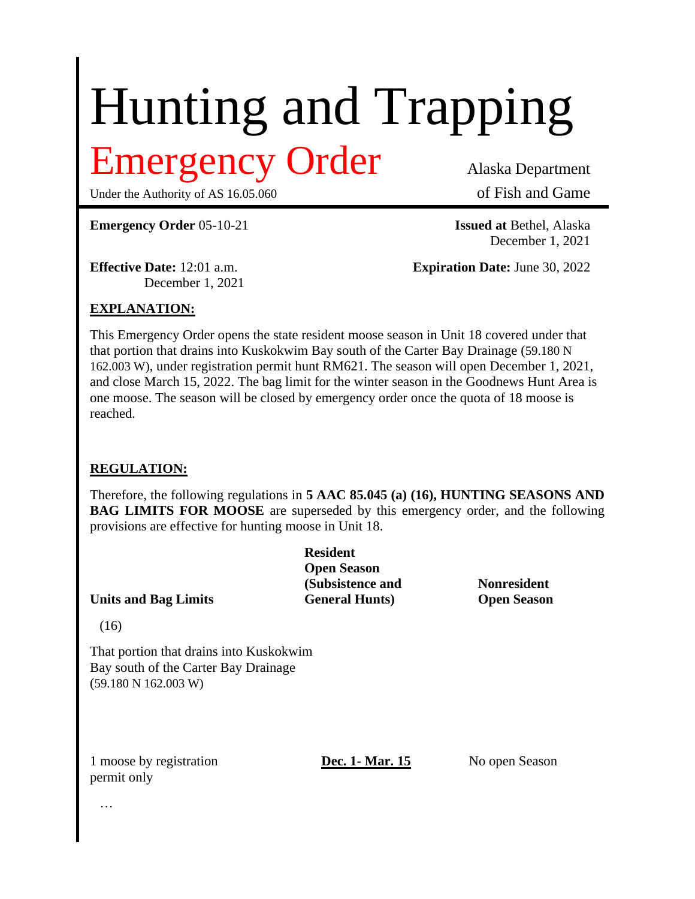# Hunting and Trapping

## Emergency Order

Under the Authority of AS 16.05.060

Alaska Department of Fish and Game

**Emergency Order** 05-10-21

**Issued at** Bethel, Alaska
December 1, 2021

**Effective Date:** 12:01 a.m.
December 1, 2021

**Expiration Date:** June 30, 2022

### EXPLANATION:

This Emergency Order opens the state resident moose season in Unit 18 covered under that that portion that drains into Kuskokwim Bay south of the Carter Bay Drainage (59.180 N 162.003 W), under registration permit hunt RM621. The season will open December 1, 2021, and close March 15, 2022. The bag limit for the winter season in the Goodnews Hunt Area is one moose. The season will be closed by emergency order once the quota of 18 moose is reached.

### REGULATION:

Therefore, the following regulations in **5 AAC 85.045 (a) (16), HUNTING SEASONS AND BAG LIMITS FOR MOOSE** are superseded by this emergency order, and the following provisions are effective for hunting moose in Unit 18.

| Units and Bag Limits | Resident Open Season (Subsistence and General Hunts) | Nonresident Open Season |
|---|---|---|
| (16) | | |
| That portion that drains into Kuskokwim Bay south of the Carter Bay Drainage (59.180 N 162.003 W) | | |
| 1 moose by registration permit only | <u>**Dec. 1- Mar. 15**</u> | No open Season |

…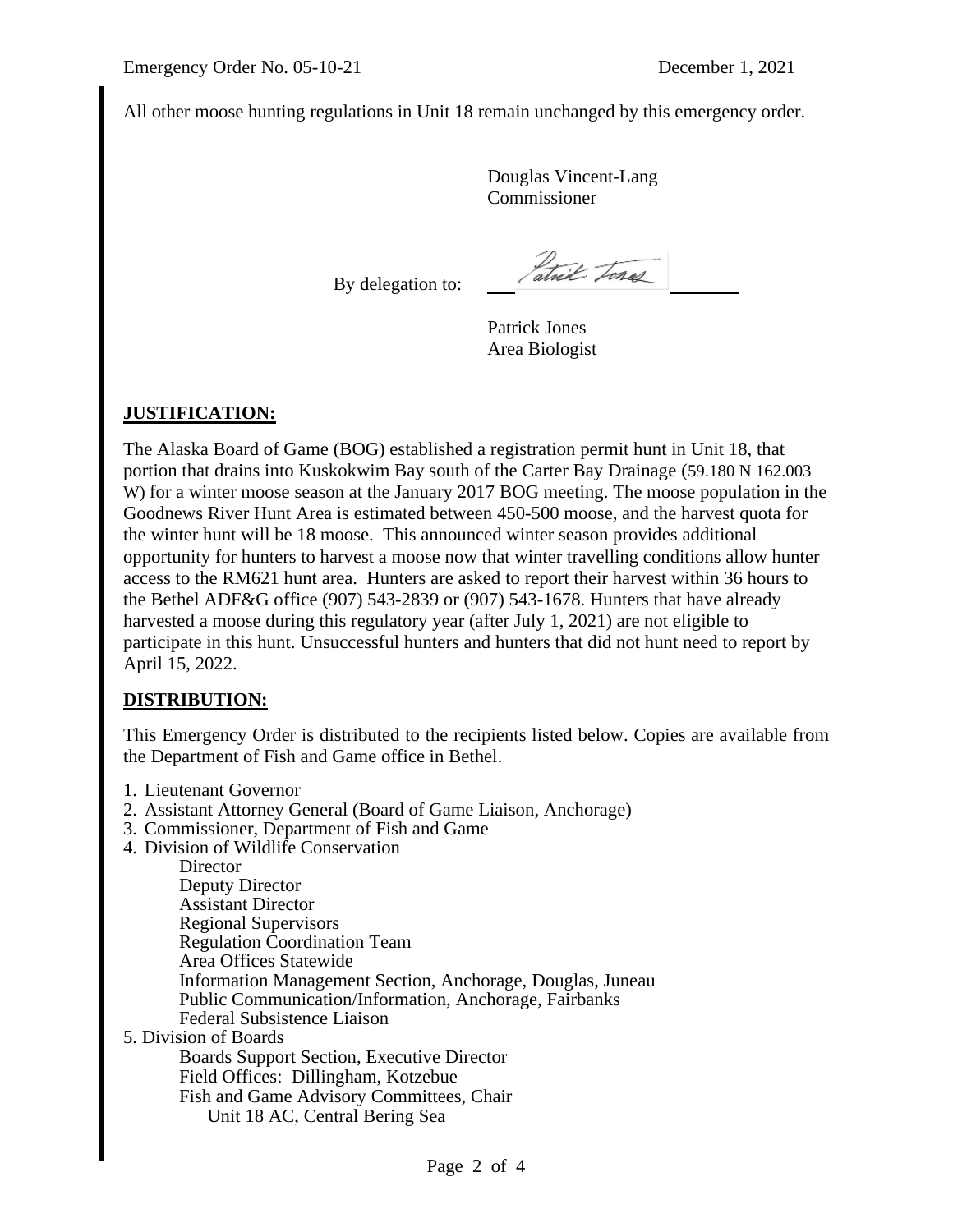All other moose hunting regulations in Unit 18 remain unchanged by this emergency order.

Douglas Vincent-Lang
Commissioner

By delegation to: Patrick Jones

Patrick Jones
Area Biologist

## **JUSTIFICATION:**

The Alaska Board of Game (BOG) established a registration permit hunt in Unit 18, that portion that drains into Kuskokwim Bay south of the Carter Bay Drainage (59.180 N 162.003 W) for a winter moose season at the January 2017 BOG meeting. The moose population in the Goodnews River Hunt Area is estimated between 450-500 moose, and the harvest quota for the winter hunt will be 18 moose. This announced winter season provides additional opportunity for hunters to harvest a moose now that winter travelling conditions allow hunter access to the RM621 hunt area. Hunters are asked to report their harvest within 36 hours to the Bethel ADF&G office (907) 543-2839 or (907) 543-1678. Hunters that have already harvested a moose during this regulatory year (after July 1, 2021) are not eligible to participate in this hunt. Unsuccessful hunters and hunters that did not hunt need to report by April 15, 2022.

## **DISTRIBUTION:**

This Emergency Order is distributed to the recipients listed below. Copies are available from the Department of Fish and Game office in Bethel.

1. Lieutenant Governor
2. Assistant Attorney General (Board of Game Liaison, Anchorage)
3. Commissioner, Department of Fish and Game
4. Division of Wildlife Conservation
   - Director
   - Deputy Director
   - Assistant Director
   - Regional Supervisors
   - Regulation Coordination Team
   - Area Offices Statewide
   - Information Management Section, Anchorage, Douglas, Juneau
   - Public Communication/Information, Anchorage, Fairbanks
   - Federal Subsistence Liaison
5. Division of Boards
   - Boards Support Section, Executive Director
   - Field Offices: Dillingham, Kotzebue
   - Fish and Game Advisory Committees, Chair
     - Unit 18 AC, Central Bering Sea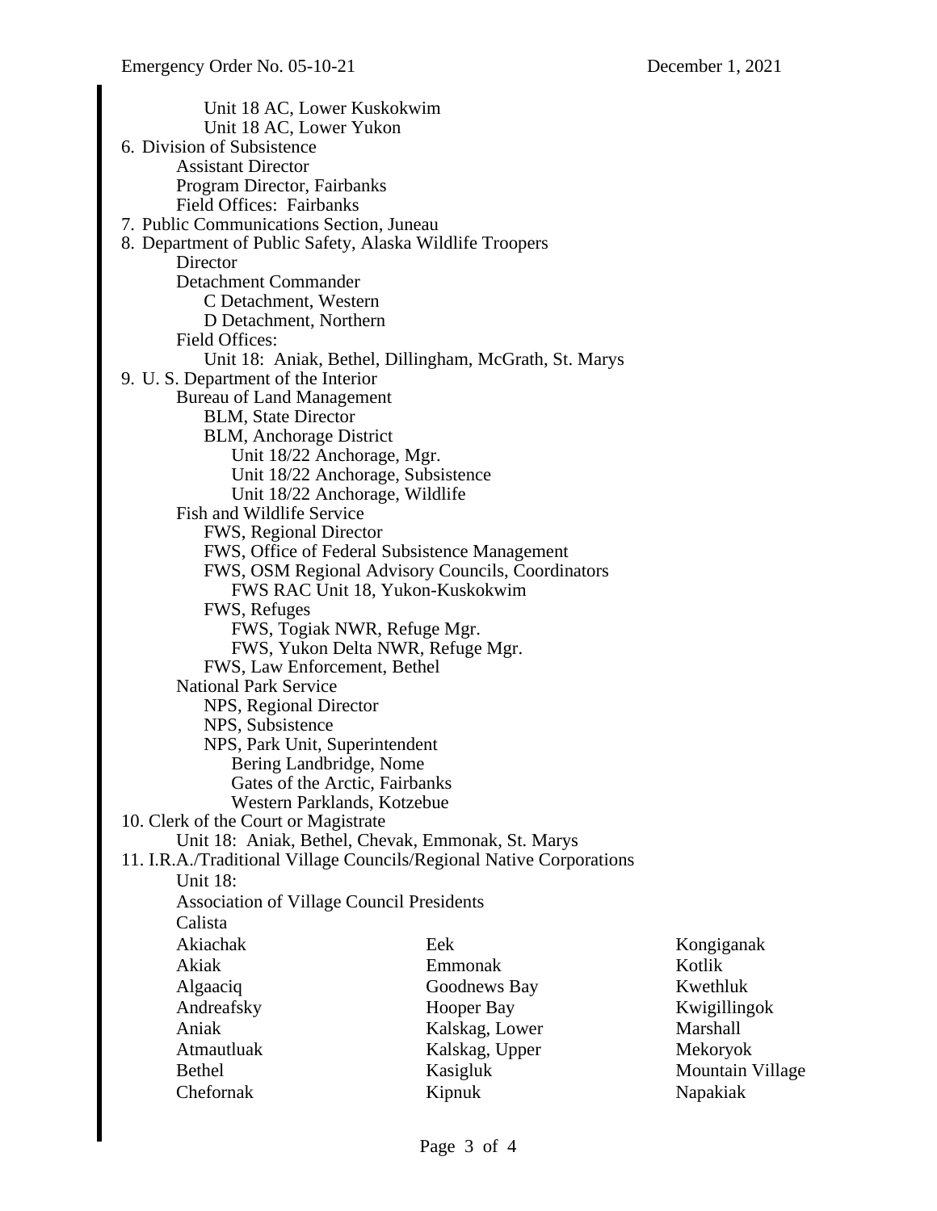- Unit 18 AC, Lower Kuskokwim
- Unit 18 AC, Lower Yukon

6. Division of Subsistence
   - Assistant Director
   - Program Director, Fairbanks
   - Field Offices: Fairbanks
7. Public Communications Section, Juneau
8. Department of Public Safety, Alaska Wildlife Troopers
   - Director
   - Detachment Commander
     - C Detachment, Western
     - D Detachment, Northern
   - Field Offices:
     - Unit 18: Aniak, Bethel, Dillingham, McGrath, St. Marys
9. U. S. Department of the Interior
   - Bureau of Land Management
     - BLM, State Director
     - BLM, Anchorage District
       - Unit 18/22 Anchorage, Mgr.
       - Unit 18/22 Anchorage, Subsistence
       - Unit 18/22 Anchorage, Wildlife
   - Fish and Wildlife Service
     - FWS, Regional Director
     - FWS, Office of Federal Subsistence Management
     - FWS, OSM Regional Advisory Councils, Coordinators
       - FWS RAC Unit 18, Yukon-Kuskokwim
     - FWS, Refuges
       - FWS, Togiak NWR, Refuge Mgr.
       - FWS, Yukon Delta NWR, Refuge Mgr.
     - FWS, Law Enforcement, Bethel
   - National Park Service
     - NPS, Regional Director
     - NPS, Subsistence
     - NPS, Park Unit, Superintendent
       - Bering Landbridge, Nome
       - Gates of the Arctic, Fairbanks
       - Western Parklands, Kotzebue
10. Clerk of the Court or Magistrate
    - Unit 18: Aniak, Bethel, Chevak, Emmonak, St. Marys
11. I.R.A./Traditional Village Councils/Regional Native Corporations
    - Unit 18:
    - Association of Village Council Presidents
    - Calista

| | | |
|---|---|---|
| Akiachak | Eek | Kongiganak |
| Akiak | Emmonak | Kotlik |
| Algaaciq | Goodnews Bay | Kwethluk |
| Andreafsky | Hooper Bay | Kwigillingok |
| Aniak | Kalskag, Lower | Marshall |
| Atmautluak | Kalskag, Upper | Mekoryok |
| Bethel | Kasigluk | Mountain Village |
| Chefornak | Kipnuk | Napakiak |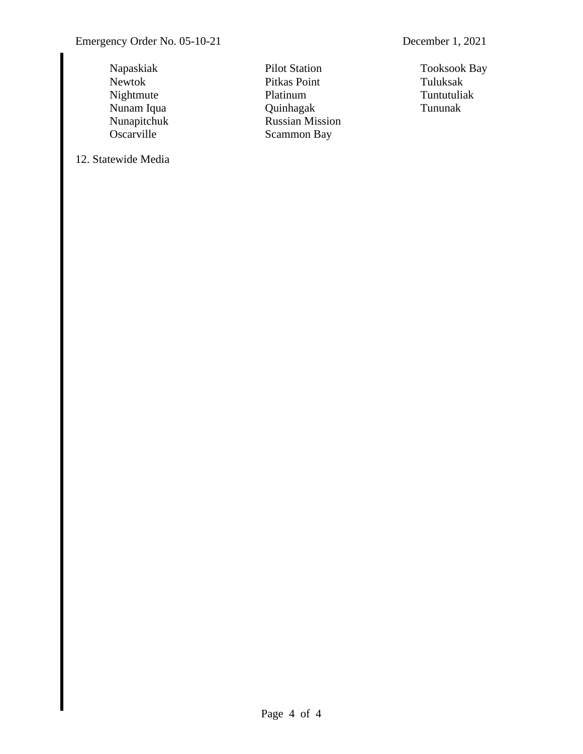Napaskiak
Newtok
Nightmute
Nunam Iqua
Nunapitchuk
Oscarville
Pilot Station
Pitkas Point
Platinum
Quinhagak
Russian Mission
Scammon Bay
Tooksook Bay
Tuluksak
Tuntutuliak
Tununak

12. Statewide Media